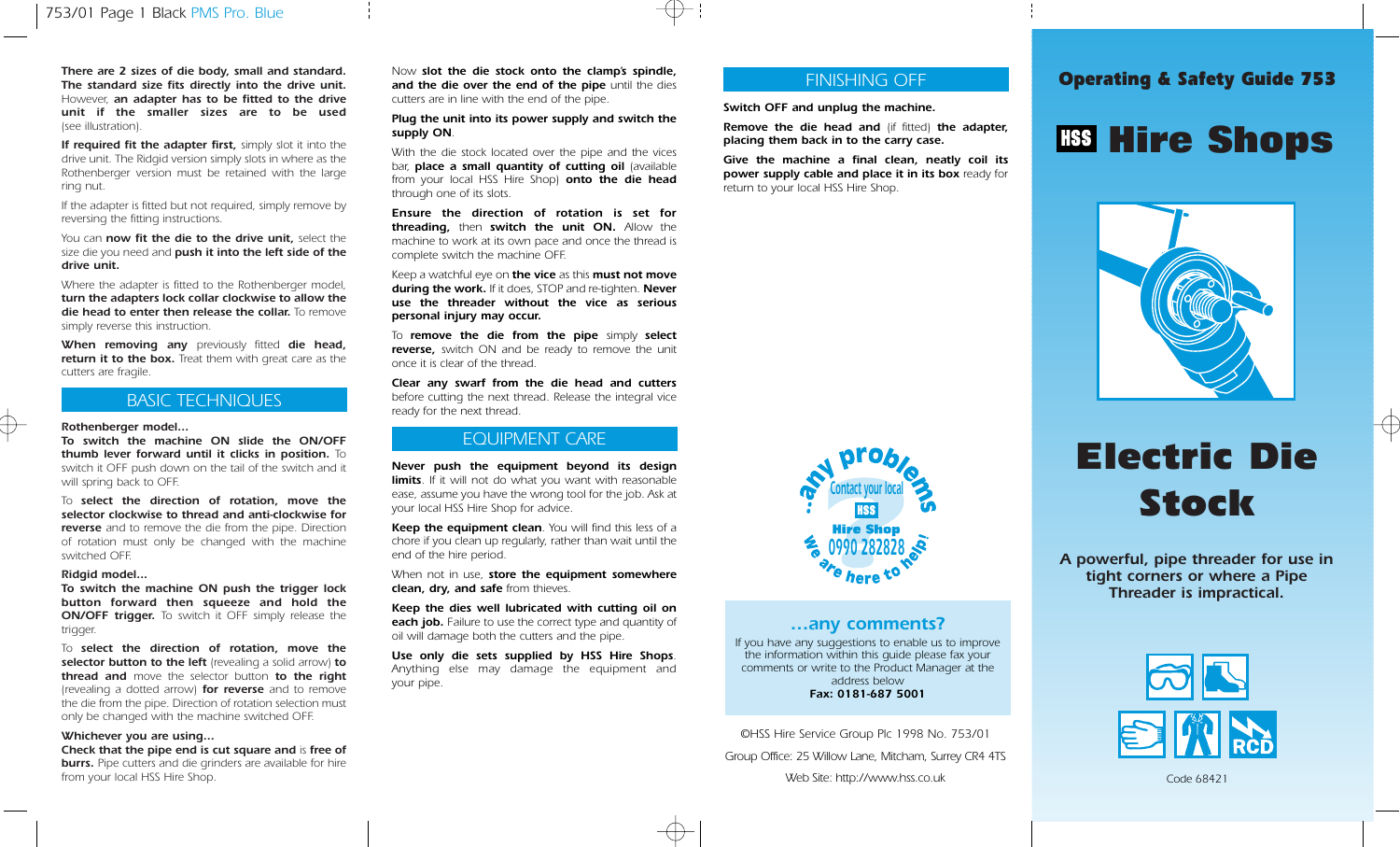There are 2 sizes of die body, small and standard. The standard size fits directly into the drive unit. However, **an adapter has to be fitted to the drive unit if the smaller sizes are to be used** (see illustration).

**If required fit the adapter first,** simply slot it into the drive unit. The Ridgid version simply slots in where as the Rothenberger version must be retained with the large ring nut.

If the adapter is fitted but not required, simply remove by reversing the fitting instructions.

You can **now fit the die to the drive unit,** select the size die you need and **push it into the left side of the drive unit.**

Where the adapter is fitted to the Rothenberger model, **turn the adapters lock collar clockwise to allow the die head to enter then release the collar.** To remove simply reverse this instruction.

**When removing any** previously fitted **die head, return it to the box.** Treat them with great care as the cutters are fragile.

## BASIC TECHNIQUES

**Rothenberger model...**
**To switch the machine ON slide the ON/OFF thumb lever forward until it clicks in position.** To switch it OFF push down on the tail of the switch and it will spring back to OFF.

To **select the direction of rotation, move the selector clockwise to thread and anti-clockwise for reverse** and to remove the die from the pipe. Direction of rotation must only be changed with the machine switched OFF.

**Ridgid model...**
**To switch the machine ON push the trigger lock button forward then squeeze and hold the ON/OFF trigger.** To switch it OFF simply release the trigger.

To **select the direction of rotation, move the selector button to the left** (revealing a solid arrow) **to thread and** move the selector button **to the right** (revealing a dotted arrow) **for reverse** and to remove the die from the pipe. Direction of rotation selection must only be changed with the machine switched OFF.

**Whichever you are using...**
**Check that the pipe end is cut square and** is **free of burrs.** Pipe cutters and die grinders are available for hire from your local HSS Hire Shop.

Now **slot the die stock onto the clamp's spindle, and the die over the end of the pipe** until the dies cutters are in line with the end of the pipe.

**Plug the unit into its power supply and switch the supply ON.**

With the die stock located over the pipe and the vices bar, **place a small quantity of cutting oil** (available from your local HSS Hire Shop) **onto the die head** through one of its slots.

**Ensure the direction of rotation is set for threading,** then **switch the unit ON.** Allow the machine to work at its own pace and once the thread is complete switch the machine OFF.

Keep a watchful eye on **the vice** as this **must not move during the work.** If it does, STOP and re-tighten. **Never use the threader without the vice as serious personal injury may occur.**

To **remove the die from the pipe** simply **select reverse,** switch ON and be ready to remove the unit once it is clear of the thread.

**Clear any swarf from the die head and cutters** before cutting the next thread. Release the integral vice ready for the next thread.

## EQUIPMENT CARE

**Never push the equipment beyond its design limits**. If it will not do what you want with reasonable ease, assume you have the wrong tool for the job. Ask at your local HSS Hire Shop for advice.

**Keep the equipment clean**. You will find this less of a chore if you clean up regularly, rather than wait until the end of the hire period.

When not in use, **store the equipment somewhere clean, dry, and safe** from thieves.

**Keep the dies well lubricated with cutting oil on each job.** Failure to use the correct type and quantity of oil will damage both the cutters and the pipe.

**Use only die sets supplied by HSS Hire Shops**. Anything else may damage the equipment and your pipe.

## FINISHING OFF

**Switch OFF and unplug the machine.**

**Remove the die head and** (if fitted) **the adapter, placing them back in to the carry case.**

**Give the machine a final clean, neatly coil its power supply cable and place it in its box** ready for return to your local HSS Hire Shop.

...any problems Contact your local HSS Hire Shop 0990 282828 We are here to help!

### ...any comments?

If you have any suggestions to enable us to improve the information within this guide please fax your comments or write to the Product Manager at the address below
**Fax: 0181-687 5001**

©HSS Hire Service Group Plc 1998 No. 753/01

Group Office: 25 Willow Lane, Mitcham, Surrey CR4 4TS

Web Site: http://www.hss.co.uk

## Operating & Safety Guide 753

# HSS Hire Shops

# Electric Die Stock

**A powerful, pipe threader for use in tight corners or where a Pipe Threader is impractical.**

RCD

Code 68421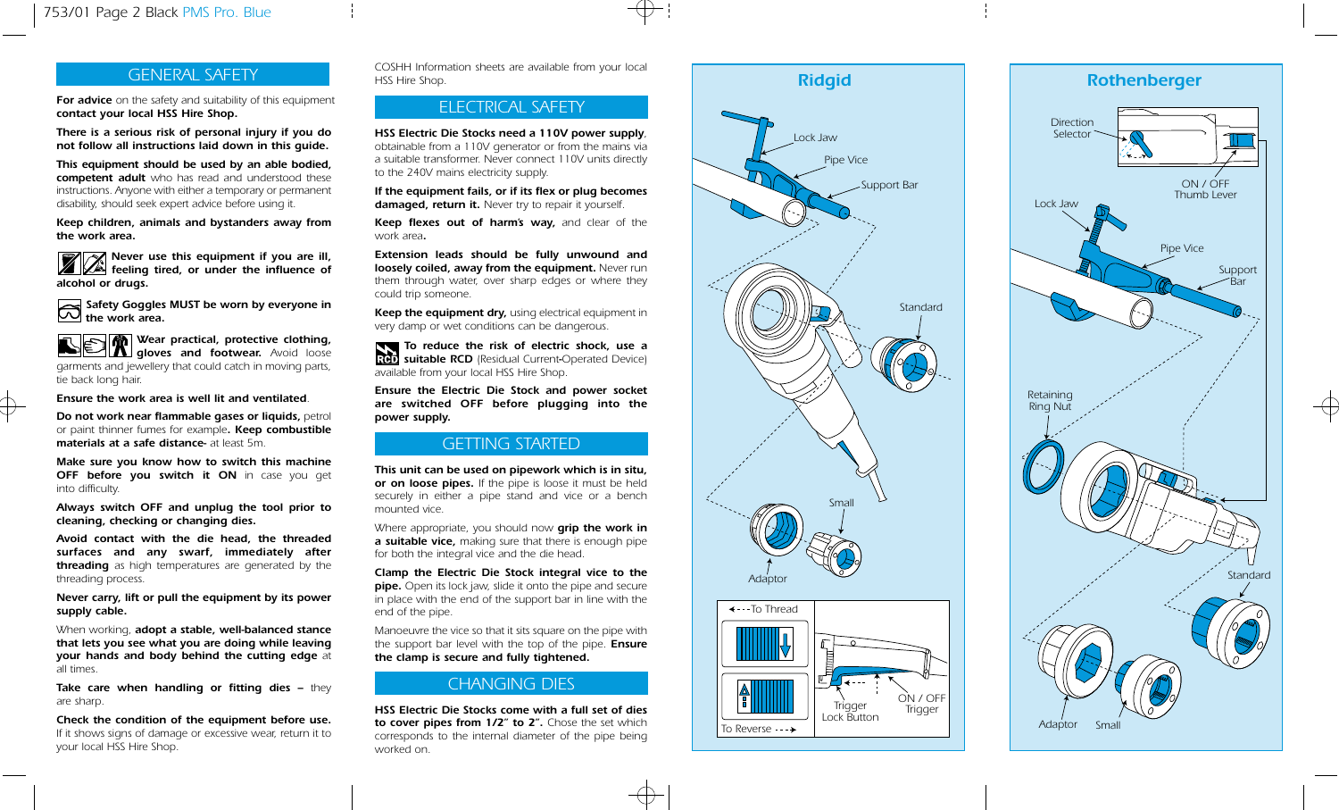## GENERAL SAFETY

**For advice** on the safety and suitability of this equipment **contact your local HSS Hire Shop.**

**There is a serious risk of personal injury if you do not follow all instructions laid down in this guide.**

**This equipment should be used by an able bodied, competent adult** who has read and understood these instructions. Anyone with either a temporary or permanent disability, should seek expert advice before using it.

**Keep children, animals and bystanders away from the work area.**

**Never use this equipment if you are ill, feeling tired, or under the influence of alcohol or drugs.**

**Safety Goggles MUST be worn by everyone in the work area.**

**Wear practical, protective clothing, gloves and footwear.** Avoid loose garments and jewellery that could catch in moving parts, tie back long hair.

**Ensure the work area is well lit and ventilated**.

**Do not work near flammable gases or liquids,** petrol or paint thinner fumes for example**. Keep combustible materials at a safe distance-** at least 5m.

**Make sure you know how to switch this machine OFF before you switch it ON** in case you get into difficulty.

**Always switch OFF and unplug the tool prior to cleaning, checking or changing dies.**

**Avoid contact with the die head, the threaded surfaces and any swarf, immediately after threading** as high temperatures are generated by the threading process.

**Never carry, lift or pull the equipment by its power supply cable.**

When working, **adopt a stable, well-balanced stance that lets you see what you are doing while leaving your hands and body behind the cutting edge** at all times.

**Take care when handling or fitting dies –** they are sharp.

**Check the condition of the equipment before use.** If it shows signs of damage or excessive wear, return it to your local HSS Hire Shop.

COSHH Information sheets are available from your local HSS Hire Shop.

## ELECTRICAL SAFETY

**HSS Electric Die Stocks need a 110V power supply**, obtainable from a 110V generator or from the mains via a suitable transformer. Never connect 110V units directly to the 240V mains electricity supply.

**If the equipment fails, or if its flex or plug becomes damaged, return it.** Never try to repair it yourself.

**Keep flexes out of harm's way,** and clear of the work area**.**

**Extension leads should be fully unwound and loosely coiled, away from the equipment.** Never run them through water, over sharp edges or where they could trip someone.

**Keep the equipment dry,** using electrical equipment in very damp or wet conditions can be dangerous.

**To reduce the risk of electric shock, use a suitable RCD** (Residual Current-Operated Device) available from your local HSS Hire Shop.

**Ensure the Electric Die Stock and power socket are switched OFF before plugging into the power supply.**

## GETTING STARTED

**This unit can be used on pipework which is in situ, or on loose pipes.** If the pipe is loose it must be held securely in either a pipe stand and vice or a bench mounted vice.

Where appropriate, you should now **grip the work in a suitable vice,** making sure that there is enough pipe for both the integral vice and the die head.

**Clamp the Electric Die Stock integral vice to the pipe.** Open its lock jaw, slide it onto the pipe and secure in place with the end of the support bar in line with the end of the pipe.

Manoeuvre the vice so that it sits square on the pipe with the support bar level with the top of the pipe. **Ensure the clamp is secure and fully tightened.**

## CHANGING DIES

**HSS Electric Die Stocks come with a full set of dies to cover pipes from 1/2" to 2".** Chose the set which corresponds to the internal diameter of the pipe being worked on.

### Ridgid

Lock Jaw
Pipe Vice
Support Bar
Standard
Small
Adaptor
To Thread
To Reverse
Trigger Lock Button
ON / OFF Trigger

### Rothenberger

Direction Selector
ON / OFF Thumb Lever
Lock Jaw
Pipe Vice
Support Bar
Retaining Ring Nut
Standard
Adaptor
Small